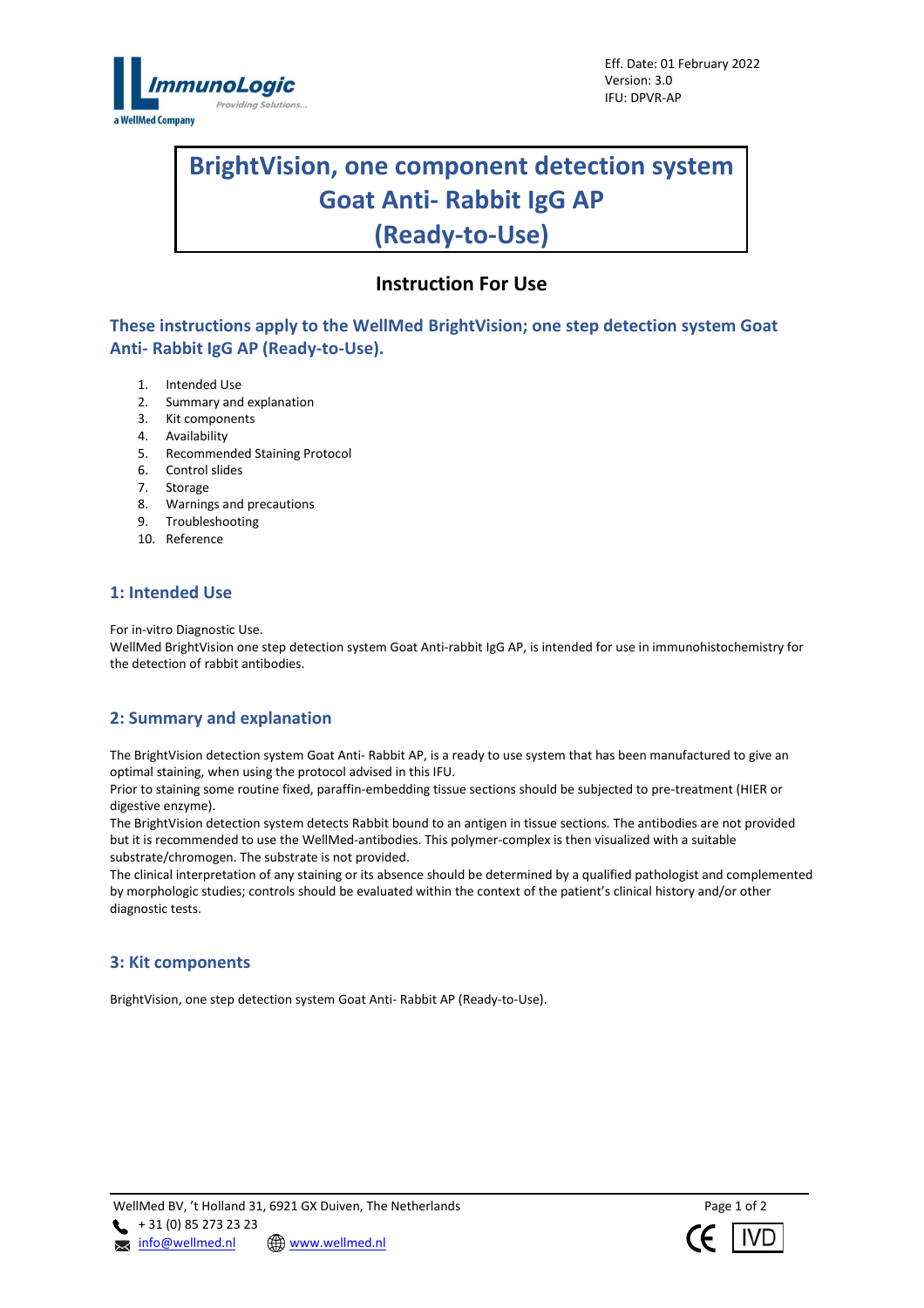Eff. Date: 01 February 2022
Version: 3.0
IFU: DPVR-AP

# BrightVision, one component detection system Goat Anti- Rabbit IgG AP (Ready-to-Use)

## Instruction For Use

### These instructions apply to the WellMed BrightVision; one step detection system Goat Anti- Rabbit IgG AP (Ready-to-Use).

1. Intended Use
2. Summary and explanation
3. Kit components
4. Availability
5. Recommended Staining Protocol
6. Control slides
7. Storage
8. Warnings and precautions
9. Troubleshooting
10. Reference

## 1: Intended Use

For in-vitro Diagnostic Use.
WellMed BrightVision one step detection system Goat Anti-rabbit IgG AP, is intended for use in immunohistochemistry for the detection of rabbit antibodies.

## 2: Summary and explanation

The BrightVision detection system Goat Anti- Rabbit AP, is a ready to use system that has been manufactured to give an optimal staining, when using the protocol advised in this IFU.
Prior to staining some routine fixed, paraffin-embedding tissue sections should be subjected to pre-treatment (HIER or digestive enzyme).
The BrightVision detection system detects Rabbit bound to an antigen in tissue sections. The antibodies are not provided but it is recommended to use the WellMed-antibodies. This polymer-complex is then visualized with a suitable substrate/chromogen. The substrate is not provided.
The clinical interpretation of any staining or its absence should be determined by a qualified pathologist and complemented by morphologic studies; controls should be evaluated within the context of the patient's clinical history and/or other diagnostic tests.

## 3: Kit components

BrightVision, one step detection system Goat Anti- Rabbit AP (Ready-to-Use).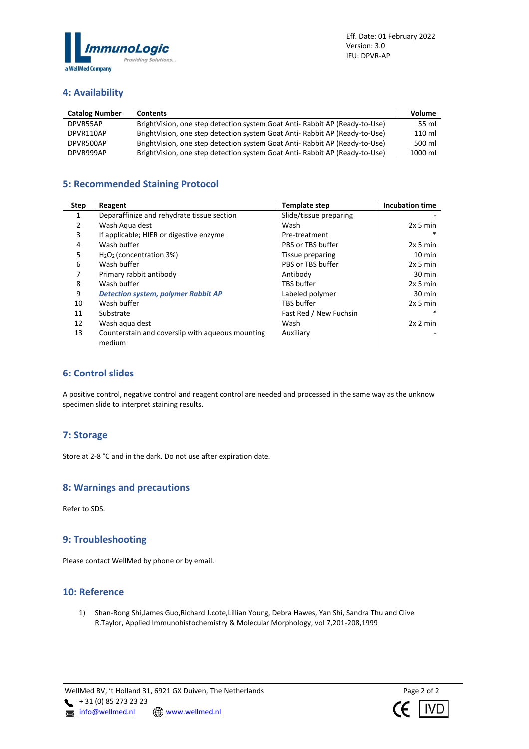## 4: Availability

| Catalog Number | Contents | Volume |
|---|---|---|
| DPVR55AP | BrightVision, one step detection system Goat Anti- Rabbit AP (Ready-to-Use) | 55 ml |
| DPVR110AP | BrightVision, one step detection system Goat Anti- Rabbit AP (Ready-to-Use) | 110 ml |
| DPVR500AP | BrightVision, one step detection system Goat Anti- Rabbit AP (Ready-to-Use) | 500 ml |
| DPVR999AP | BrightVision, one step detection system Goat Anti- Rabbit AP (Ready-to-Use) | 1000 ml |

## 5: Recommended Staining Protocol

| Step | Reagent | Template step | Incubation time |
|---|---|---|---|
| 1 | Deparaffinize and rehydrate tissue section | Slide/tissue preparing | - |
| 2 | Wash Aqua dest | Wash | 2x 5 min |
| 3 | If applicable; HIER or digestive enzyme | Pre-treatment | * |
| 4 | Wash buffer | PBS or TBS buffer | 2x 5 min |
| 5 | $H_2O_2$ (concentration 3%) | Tissue preparing | 10 min |
| 6 | Wash buffer | PBS or TBS buffer | 2x 5 min |
| 7 | Primary rabbit antibody | Antibody | 30 min |
| 8 | Wash buffer | TBS buffer | 2x 5 min |
| 9 | ***Detection system, polymer Rabbit AP*** | Labeled polymer | 30 min |
| 10 | Wash buffer | TBS buffer | 2x 5 min |
| 11 | Substrate | Fast Red / New Fuchsin | * |
| 12 | Wash aqua dest | Wash | 2x 2 min |
| 13 | Counterstain and coverslip with aqueous mounting medium | Auxiliary | - |

## 6: Control slides

A positive control, negative control and reagent control are needed and processed in the same way as the unknow specimen slide to interpret staining results.

## 7: Storage

Store at 2-8 °C and in the dark. Do not use after expiration date.

## 8: Warnings and precautions

Refer to SDS.

## 9: Troubleshooting

Please contact WellMed by phone or by email.

## 10: Reference

1) Shan-Rong Shi,James Guo,Richard J.cote,Lillian Young, Debra Hawes, Yan Shi, Sandra Thu and Clive R.Taylor, Applied Immunohistochemistry & Molecular Morphology, vol 7,201-208,1999